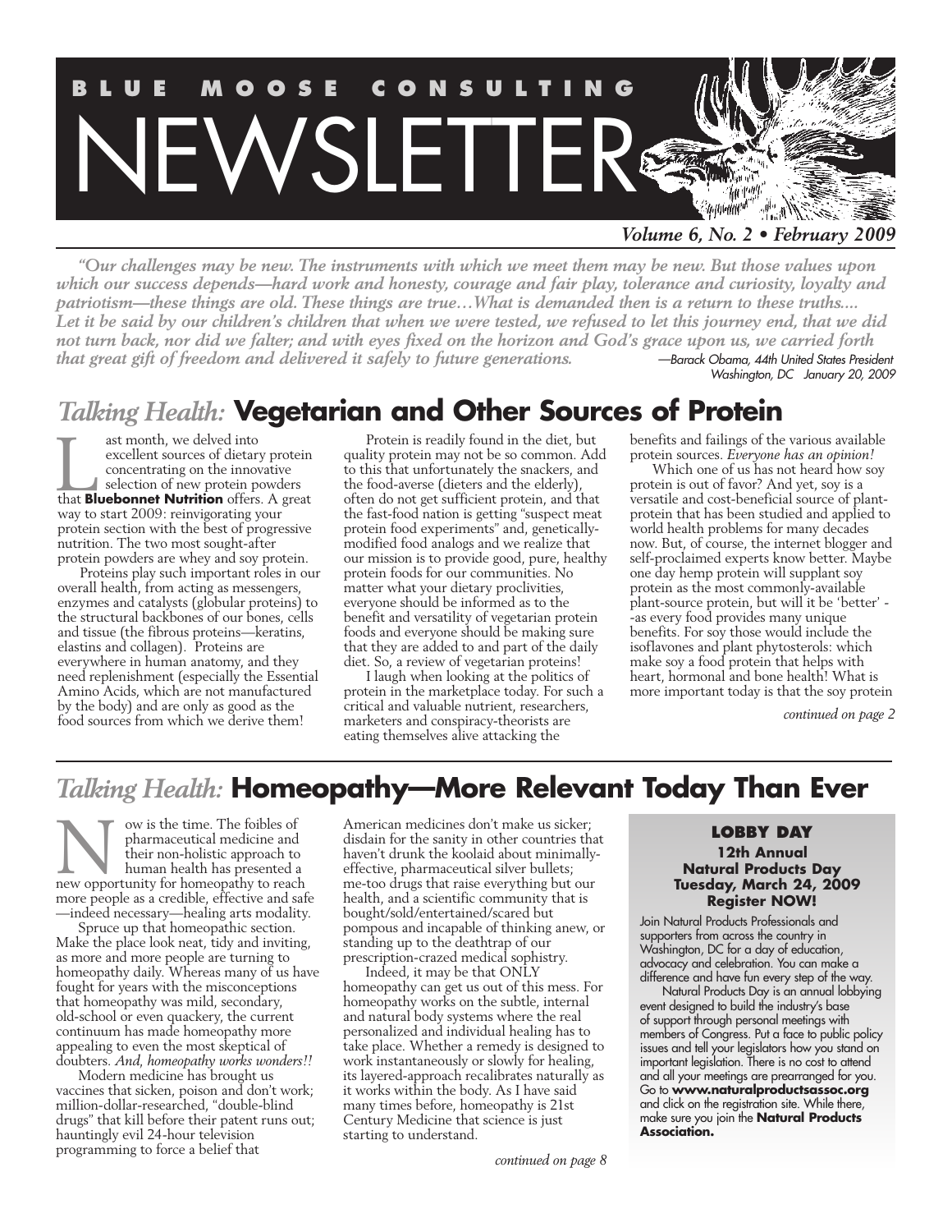# BLUE MOOSE CONSULTING NEWSLETTER

*Volume 6, No. 2 • February 2009*

*"Our challenges may be new. The instruments with which we meet them may be new. But those values upon which our success depends—hard work and honesty, courage and fair play, tolerance and curiosity, loyalty and patriotism—these things are old. These things are true…What is demanded then is a return to these truths.... Let it be said by our children's children that when we were tested, we refused to let this journey end, that we did not turn back, nor did we falter; and with eyes fixed on the horizon and God's grace upon us, we carried forth that great gift of freedom and delivered it safely to future generations.* —Barack Obama, 44th United States President Washington, DC January 20, 2009

## *Talking Health:* Vegetarian and Other Sources of Protein

Last month, we delved into excellent sources of dietary protein concentrating on the innovative selection of new protein powders that **Bluebonnet Nutrition** offers. A great way to start 2009: reinvigorating your protein section with the best of progressive nutrition. The two most sought-after protein powders are whey and soy protein.

Proteins play such important roles in our overall health, from acting as messengers, enzymes and catalysts (globular proteins) to the structural backbones of our bones, cells and tissue (the fibrous proteins—keratins, elastins and collagen). Proteins are everywhere in human anatomy, and they need replenishment (especially the Essential Amino Acids, which are not manufactured by the body) and are only as good as the food sources from which we derive them!

Protein is readily found in the diet, but quality protein may not be so common. Add to this that unfortunately the snackers, and the food-averse (dieters and the elderly), often do not get sufficient protein, and that the fast-food nation is getting "suspect meat protein food experiments" and, genetically-modified food analogs and we realize that our mission is to provide good, pure, healthy protein foods for our communities. No matter what your dietary proclivities, everyone should be informed as to the benefit and versatility of vegetarian protein foods and everyone should be making sure that they are added to and part of the daily diet. So, a review of vegetarian proteins!

I laugh when looking at the politics of protein in the marketplace today. For such a critical and valuable nutrient, researchers, marketers and conspiracy-theorists are eating themselves alive attacking the benefits and failings of the various available protein sources. *Everyone has an opinion!*

Which one of us has not heard how soy protein is out of favor? And yet, soy is a versatile and cost-beneficial source of plant-protein that has been studied and applied to world health problems for many decades now. But, of course, the internet blogger and self-proclaimed experts know better. Maybe one day hemp protein will supplant soy protein as the most commonly-available plant-source protein, but will it be 'better' --as every food provides many unique benefits. For soy those would include the isoflavones and plant phytosterols: which make soy a food protein that helps with heart, hormonal and bone health! What is more important today is that the soy protein

*continued on page 2*

## *Talking Health:* Homeopathy—More Relevant Today Than Ever

Now is the time. The foibles of pharmaceutical medicine and their non-holistic approach to human health has presented a new opportunity for homeopathy to reach more people as a credible, effective and safe —indeed necessary—healing arts modality.

Spruce up that homeopathic section. Make the place look neat, tidy and inviting, as more and more people are turning to homeopathy daily. Whereas many of us have fought for years with the misconceptions that homeopathy was mild, secondary, old-school or even quackery, the current continuum has made homeopathy more appealing to even the most skeptical of doubters. *And, homeopathy works wonders!!*

Modern medicine has brought us vaccines that sicken, poison and don't work; million-dollar-researched, "double-blind drugs" that kill before their patent runs out; hauntingly evil 24-hour television programming to force a belief that American medicines don't make us sicker; disdain for the sanity in other countries that haven't drunk the koolaid about minimally-effective, pharmaceutical silver bullets; me-too drugs that raise everything but our health, and a scientific community that is bought/sold/entertained/scared but pompous and incapable of thinking anew, or standing up to the deathtrap of our prescription-crazed medical sophistry.

Indeed, it may be that ONLY homeopathy can get us out of this mess. For homeopathy works on the subtle, internal and natural body systems where the real personalized and individual healing has to take place. Whether a remedy is designed to work instantaneously or slowly for healing, its layered-approach recalibrates naturally as it works within the body. As I have said many times before, homeopathy is 21st Century Medicine that science is just starting to understand.

*continued on page 8*

### LOBBY DAY

**12th Annual Natural Products Day Tuesday, March 24, 2009 Register NOW!**

Join Natural Products Professionals and supporters from across the country in Washington, DC for a day of education, advocacy and celebration. You can make a difference and have fun every step of the way.

Natural Products Day is an annual lobbying event designed to build the industry's base of support through personal meetings with members of Congress. Put a face to public policy issues and tell your legislators how you stand on important legislation. There is no cost to attend and all your meetings are prearranged for you. Go to **www.naturalproductsassoc.org** and click on the registration site. While there, make sure you join the **Natural Products Association.**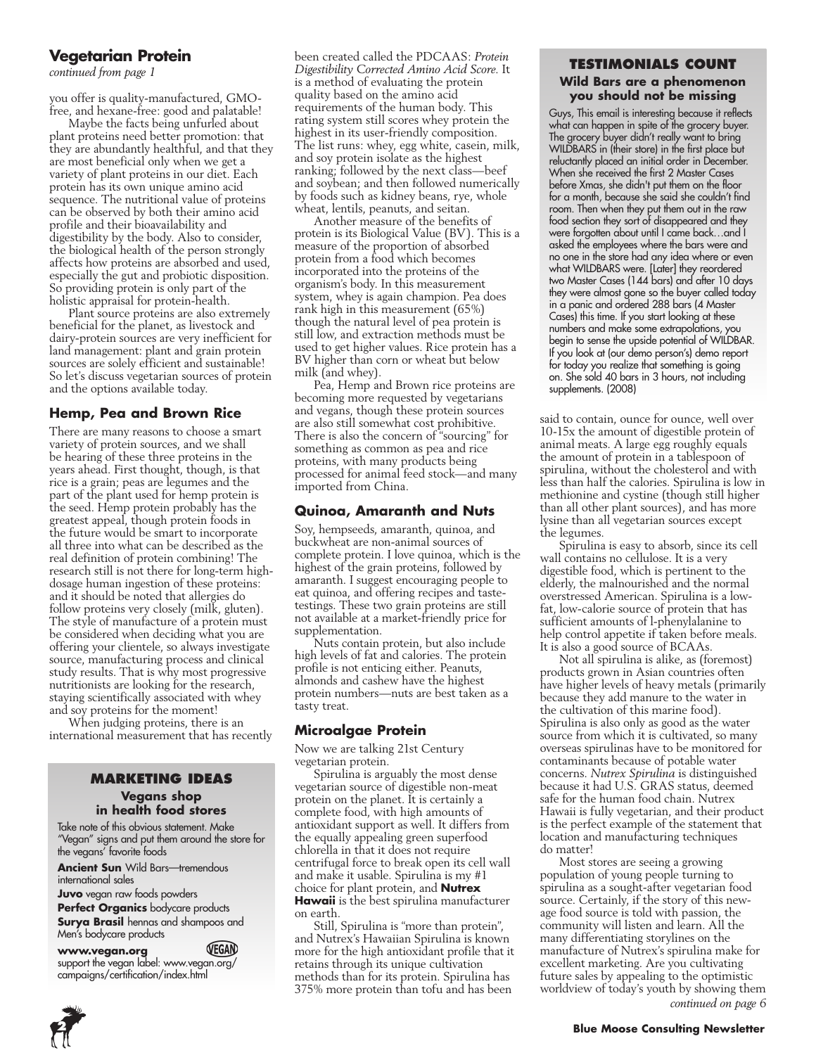## Vegetarian Protein

*continued from page 1*

you offer is quality-manufactured, GMO-free, and hexane-free: good and palatable!

Maybe the facts being unfurled about plant proteins need better promotion: that they are abundantly healthful, and that they are most beneficial only when we get a variety of plant proteins in our diet. Each protein has its own unique amino acid sequence. The nutritional value of proteins can be observed by both their amino acid profile and their bioavailability and digestibility by the body. Also to consider, the biological health of the person strongly affects how proteins are absorbed and used, especially the gut and probiotic disposition. So providing protein is only part of the holistic appraisal for protein-health.

Plant source proteins are also extremely beneficial for the planet, as livestock and dairy-protein sources are very inefficient for land management: plant and grain protein sources are solely efficient and sustainable! So let's discuss vegetarian sources of protein and the options available today.

### Hemp, Pea and Brown Rice

There are many reasons to choose a smart variety of protein sources, and we shall be hearing of these three proteins in the years ahead. First thought, though, is that rice is a grain; peas are legumes and the part of the plant used for hemp protein is the seed. Hemp protein probably has the greatest appeal, though protein foods in the future would be smart to incorporate all three into what can be described as the real definition of protein combining! The research still is not there for long-term high-dosage human ingestion of these proteins: and it should be noted that allergies do follow proteins very closely (milk, gluten). The style of manufacture of a protein must be considered when deciding what you are offering your clientele, so always investigate source, manufacturing process and clinical study results. That is why most progressive nutritionists are looking for the research, staying scientifically associated with whey and soy proteins for the moment!

When judging proteins, there is an international measurement that has recently been created called the PDCAAS: *Protein Digestibility Corrected Amino Acid Score*. It is a method of evaluating the protein quality based on the amino acid requirements of the human body. This rating system still scores whey protein the highest in its user-friendly composition. The list runs: whey, egg white, casein, milk, and soy protein isolate as the highest ranking; followed by the next class—beef and soybean; and then followed numerically by foods such as kidney beans, rye, whole wheat, lentils, peanuts, and seitan.

Another measure of the benefits of protein is its Biological Value (BV). This is a measure of the proportion of absorbed protein from a food which becomes incorporated into the proteins of the organism's body. In this measurement system, whey is again champion. Pea does rank high in this measurement (65%) though the natural level of pea protein is still low, and extraction methods must be used to get higher values. Rice protein has a BV higher than corn or wheat but below milk (and whey).

Pea, Hemp and Brown rice proteins are becoming more requested by vegetarians and vegans, though these protein sources are also still somewhat cost prohibitive. There is also the concern of "sourcing" for something as common as pea and rice proteins, with many products being processed for animal feed stock—and many imported from China.

### Quinoa, Amaranth and Nuts

Soy, hempseeds, amaranth, quinoa, and buckwheat are non-animal sources of complete protein. I love quinoa, which is the highest of the grain proteins, followed by amaranth. I suggest encouraging people to eat quinoa, and offering recipes and taste-testings. These two grain proteins are still not available at a market-friendly price for supplementation.

Nuts contain protein, but also include high levels of fat and calories. The protein profile is not enticing either. Peanuts, almonds and cashew have the highest protein numbers—nuts are best taken as a tasty treat.

### Microalgae Protein

Now we are talking 21st Century vegetarian protein.

Spirulina is arguably the most dense vegetarian source of digestible non-meat protein on the planet. It is certainly a complete food, with high amounts of antioxidant support as well. It differs from the equally appealing green superfood chlorella in that it does not require centrifugal force to break open its cell wall and make it usable. Spirulina is my #1 choice for plant protein, and **Nutrex Hawaii** is the best spirulina manufacturer on earth.

Still, Spirulina is "more than protein", and Nutrex's Hawaiian Spirulina is known more for the high antioxidant profile that it retains through its unique cultivation methods than for its protein. Spirulina has 375% more protein than tofu and has been said to contain, ounce for ounce, well over 10-15x the amount of digestible protein of animal meats. A large egg roughly equals the amount of protein in a tablespoon of spirulina, without the cholesterol and with less than half the calories. Spirulina is low in methionine and cystine (though still higher than all other plant sources), and has more lysine than all vegetarian sources except the legumes.

Spirulina is easy to absorb, since its cell wall contains no cellulose. It is a very digestible food, which is pertinent to the elderly, the malnourished and the normal overstressed American. Spirulina is a low-fat, low-calorie source of protein that has sufficient amounts of l-phenylalanine to help control appetite if taken before meals. It is also a good source of BCAAs.

Not all spirulina is alike, as (foremost) products grown in Asian countries often have higher levels of heavy metals (primarily because they add manure to the water in the cultivation of this marine food). Spirulina is also only as good as the water source from which it is cultivated, so many overseas spirulinas have to be monitored for contaminants because of potable water concerns. *Nutrex Spirulina* is distinguished because it had U.S. GRAS status, deemed safe for the human food chain. Nutrex Hawaii is fully vegetarian, and their product is the perfect example of the statement that location and manufacturing techniques do matter!

Most stores are seeing a growing population of young people turning to spirulina as a sought-after vegetarian food source. Certainly, if the story of this new-age food source is told with passion, the community will listen and learn. All the many differentiating storylines on the manufacture of Nutrex's spirulina make for excellent marketing. Are you cultivating future sales by appealing to the optimistic worldview of today's youth by showing them

*continued on page 6*

---

### MARKETING IDEAS

**Vegans shop in health food stores**

Take note of this obvious statement. Make "Vegan" signs and put them around the store for the vegans' favorite foods

**Ancient Sun** Wild Bars—tremendous international sales

**Juvo** vegan raw foods powders

**Perfect Organics** bodycare products

**Surya Brasil** hennas and shampoos and Men's bodycare products

**www.vegan.org** VEGAN
support the vegan label: www.vegan.org/campaigns/certification/index.html

---

### TESTIMONIALS COUNT

**Wild Bars are a phenomenon you should not be missing**

Guys, This email is interesting because it reflects what can happen in spite of the grocery buyer. The grocery buyer didn't really want to bring WILDBARS in (their store) in the first place but reluctantly placed an initial order in December. When she received the first 2 Master Cases before Xmas, she didn't put them on the floor for a month, because she said she couldn't find room. Then when they put them out in the raw food section they sort of disappeared and they were forgotten about until I came back…and I asked the employees where the bars were and no one in the store had any idea where or even what WILDBARS were. [Later] they reordered two Master Cases (144 bars) and after 10 days they were almost gone so the buyer called today in a panic and ordered 288 bars (4 Master Cases) this time. If you start looking at these numbers and make some extrapolations, you begin to sense the upside potential of WILDBAR. If you look at (our demo person's) demo report for today you realize that something is going on. She sold 40 bars in 3 hours, not including supplements. (2008)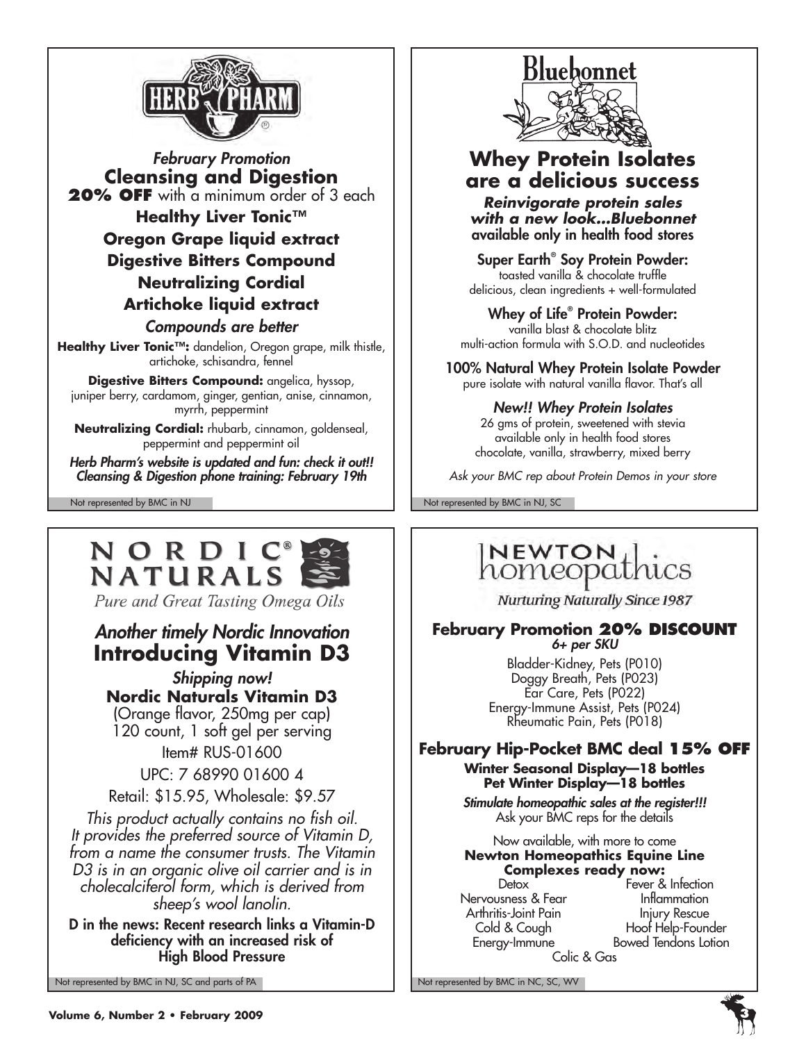## HERB PHARM

*February Promotion*

### Cleansing and Digestion

**20% OFF** with a minimum order of 3 each

**Healthy Liver Tonic™**

**Oregon Grape liquid extract**

**Digestive Bitters Compound**

**Neutralizing Cordial**

**Artichoke liquid extract**

*Compounds are better*

**Healthy Liver Tonic™:** dandelion, Oregon grape, milk thistle, artichoke, schisandra, fennel

**Digestive Bitters Compound:** angelica, hyssop, juniper berry, cardamom, ginger, gentian, anise, cinnamon, myrrh, peppermint

**Neutralizing Cordial:** rhubarb, cinnamon, goldenseal, peppermint and peppermint oil

***Herb Pharm's website is updated and fun: check it out!!***
***Cleansing & Digestion phone training: February 19th***

Not represented by BMC in NJ

## Bluebonnet

### Whey Protein Isolates are a delicious success

***Reinvigorate protein sales with a new look...Bluebonnet***
available only in health food stores

**Super Earth® Soy Protein Powder:**
toasted vanilla & chocolate truffle
delicious, clean ingredients + well-formulated

**Whey of Life® Protein Powder:**
vanilla blast & chocolate blitz
multi-action formula with S.O.D. and nucleotides

**100% Natural Whey Protein Isolate Powder**
pure isolate with natural vanilla flavor. That's all

***New!! Whey Protein Isolates***
26 gms of protein, sweetened with stevia
available only in health food stores
chocolate, vanilla, strawberry, mixed berry

*Ask your BMC rep about Protein Demos in your store*

Not represented by BMC in NJ, SC

## NORDIC® NATURALS

*Pure and Great Tasting Omega Oils*

*Another timely Nordic Innovation*

### Introducing Vitamin D3

*Shipping now!*

**Nordic Naturals Vitamin D3**
(Orange flavor, 250mg per cap)
120 count, 1 soft gel per serving

Item# RUS-01600

UPC: 7 68990 01600 4

Retail: $15.95, Wholesale: $9.57

*This product actually contains no fish oil. It provides the preferred source of Vitamin D, from a name the consumer trusts. The Vitamin D3 is in an organic olive oil carrier and is in cholecalciferol form, which is derived from sheep's wool lanolin.*

**D in the news: Recent research links a Vitamin-D deficiency with an increased risk of High Blood Pressure**

Not represented by BMC in NJ, SC and parts of PA

## NEWTON homeopathics

*Nurturing Naturally Since 1987*

**February Promotion 20% DISCOUNT**
*6+ per SKU*

Bladder-Kidney, Pets (P010)
Doggy Breath, Pets (P023)
Ear Care, Pets (P022)
Energy-Immune Assist, Pets (P024)
Rheumatic Pain, Pets (P018)

**February Hip-Pocket BMC deal 15% OFF**

**Winter Seasonal Display—18 bottles**
**Pet Winter Display—18 bottles**

***Stimulate homeopathic sales at the register!!!***
Ask your BMC reps for the details

Now available, with more to come
**Newton Homeopathics Equine Line**
**Complexes ready now:**

Detox
Nervousness & Fear
Arthritis-Joint Pain
Cold & Cough
Energy-Immune
Fever & Infection
Inflammation
Injury Rescue
Hoof Help-Founder
Bowed Tendons Lotion
Colic & Gas

Not represented by BMC in NC, SC, WV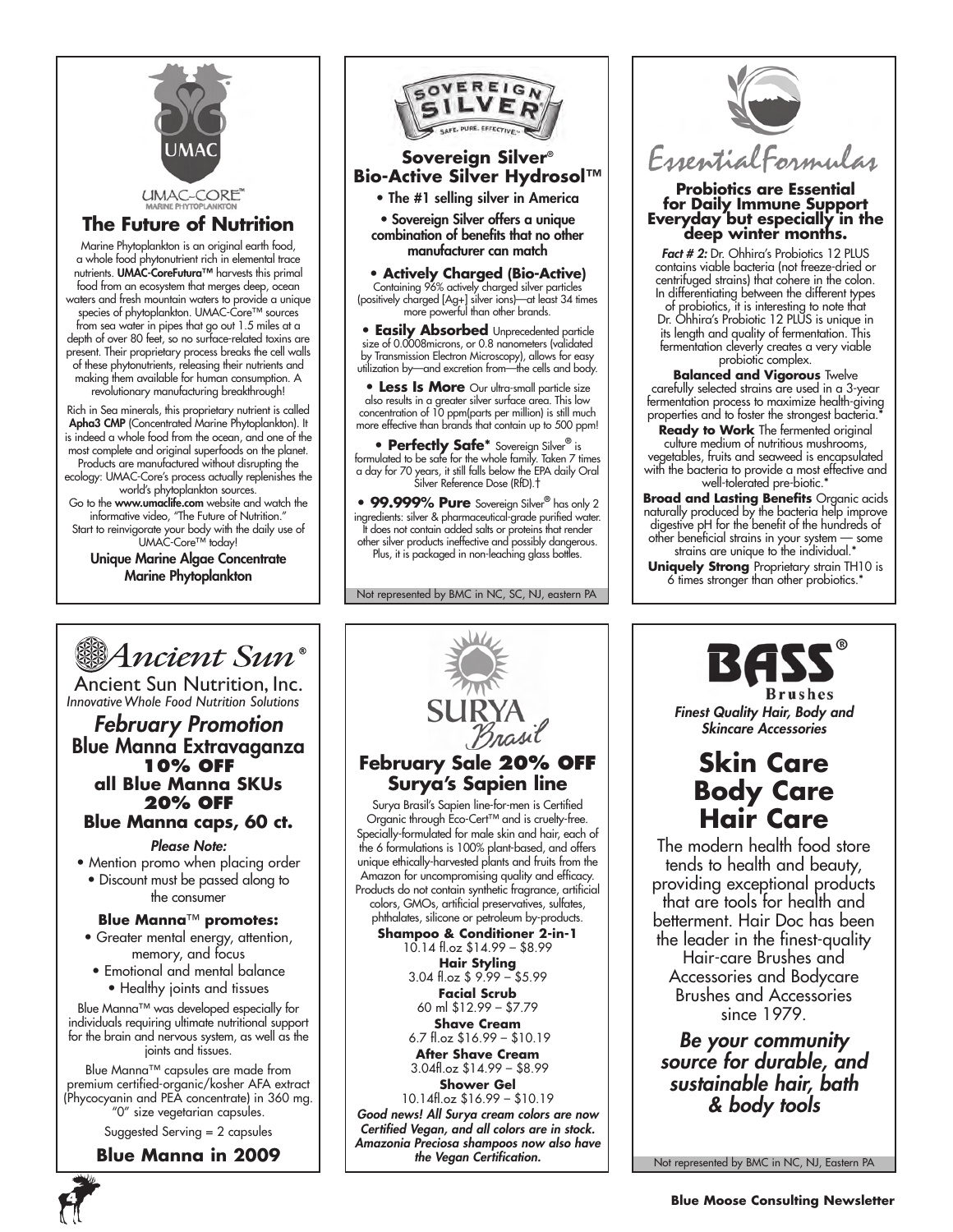UMAC

UMAC-CORE™
MARINE PHYTOPLANKTON

## The Future of Nutrition

Marine Phytoplankton is an original earth food, a whole food phytonutrient rich in elemental trace nutrients. **UMAC-CoreFutura™** harvests this primal food from an ecosystem that merges deep, ocean waters and fresh mountain waters to provide a unique species of phytoplankton. UMAC-Core™ sources from sea water in pipes that go out 1.5 miles at a depth of over 80 feet, so no surface-related toxins are present. Their proprietary process breaks the cell walls of these phytonutrients, releasing their nutrients and making them available for human consumption. A revolutionary manufacturing breakthrough!

Rich in Sea minerals, this proprietary nutrient is called **Apha3 CMP** (Concentrated Marine Phytoplankton). It is indeed a whole food from the ocean, and one of the most complete and original superfoods on the planet. Products are manufactured without disrupting the ecology: UMAC-Core's process actually replenishes the world's phytoplankton sources.

Go to the **www.umaclife.com** website and watch the informative video, "The Future of Nutrition." Start to reinvigorate your body with the daily use of UMAC-Core™ today!

**Unique Marine Algae Concentrate Marine Phytoplankton**

---

SOVEREIGN SILVER — SAFE. PURE. EFFECTIVE.

## Sovereign Silver® Bio-Active Silver Hydrosol™

- The #1 selling silver in America
- Sovereign Silver offers a unique combination of benefits that no other manufacturer can match

**• Actively Charged (Bio-Active)** Containing 96% actively charged silver particles (positively charged [Ag+] silver ions)—at least 34 times more powerful than other brands.

**• Easily Absorbed** Unprecedented particle size of 0.0008microns, or 0.8 nanometers (validated by Transmission Electron Microscopy), allows for easy utilization by—and excretion from—the cells and body.

**• Less Is More** Our ultra-small particle size also results in a greater silver surface area. This low concentration of 10 ppm(parts per million) is still much more effective than brands that contain up to 500 ppm!

**• Perfectly Safe*** Sovereign Silver® is formulated to be safe for the whole family. Taken 7 times a day for 70 years, it still falls below the EPA daily Oral Silver Reference Dose (RfD).†

**• 99.999% Pure** Sovereign Silver® has only 2 ingredients: silver & pharmaceutical-grade purified water. It does not contain added salts or proteins that render other silver products ineffective and possibly dangerous. Plus, it is packaged in non-leaching glass bottles.

Not represented by BMC in NC, SC, NJ, eastern PA

---

EssentialFormulas

## Probiotics are Essential for Daily Immune Support Everyday but especially in the deep winter months.

***Fact # 2:*** Dr. Ohhira's Probiotics 12 PLUS contains viable bacteria (not freeze-dried or centrifuged strains) that cohere in the colon. In differentiating between the different types of probiotics, it is interesting to note that Dr. Ohhira's Probiotic 12 PLUS is unique in its length and quality of fermentation. This fermentation cleverly creates a very viable probiotic complex.

**Balanced and Vigorous** Twelve carefully selected strains are used in a 3-year fermentation process to maximize health-giving properties and to foster the strongest bacteria.*

**Ready to Work** The fermented original culture medium of nutritious mushrooms, vegetables, fruits and seaweed is encapsulated with the bacteria to provide a most effective and well-tolerated pre-biotic.*

**Broad and Lasting Benefits** Organic acids naturally produced by the bacteria help improve digestive pH for the benefit of the hundreds of other beneficial strains in your system — some strains are unique to the individual.*

**Uniquely Strong** Proprietary strain TH10 is 6 times stronger than other probiotics.*

---

Ancient Sun®

Ancient Sun Nutrition, Inc.
*Innovative Whole Food Nutrition Solutions*

## *February Promotion*
## Blue Manna Extravaganza

**10% OFF all Blue Manna SKUs**
**20% OFF Blue Manna caps, 60 ct.**

*Please Note:*

- Mention promo when placing order
- Discount must be passed along to the consumer

**Blue Manna™ promotes:**

- Greater mental energy, attention, memory, and focus
- Emotional and mental balance
- Healthy joints and tissues

Blue Manna™ was developed especially for individuals requiring ultimate nutritional support for the brain and nervous system, as well as the joints and tissues.

Blue Manna™ capsules are made from premium certified-organic/kosher AFA extract (Phycocyanin and PEA concentrate) in 360 mg. "0" size vegetarian capsules.

Suggested Serving = 2 capsules

**Blue Manna in 2009**

---

SURYA Brasil

## February Sale 20% OFF Surya's Sapien line

Surya Brasil's Sapien line-for-men is Certified Organic through Eco-Cert™ and is cruelty-free. Specially-formulated for male skin and hair, each of the 6 formulations is 100% plant-based, and offers unique ethically-harvested plants and fruits from the Amazon for uncompromising quality and efficacy. Products do not contain synthetic fragrance, artificial colors, GMOs, artificial preservatives, sulfates, phthalates, silicone or petroleum by-products.

**Shampoo & Conditioner 2-in-1**
10.14 fl.oz $14.99 – $8.99

**Hair Styling**
3.04 fl.oz $ 9.99 – $5.99

**Facial Scrub**
60 ml $12.99 – $7.79

**Shave Cream**
6.7 fl.oz $16.99 – $10.19

**After Shave Cream**
3.04fl.oz $14.99 – $8.99

**Shower Gel**
10.14fl.oz $16.99 – $10.19

***Good news! All Surya cream colors are now Certified Vegan, and all colors are in stock. Amazonia Preciosa shampoos now also have the Vegan Certification.***

---

BASS® Brushes

***Finest Quality Hair, Body and Skincare Accessories***

## Skin Care Body Care Hair Care

The modern health food store tends to health and beauty, providing exceptional products that are tools for health and betterment. Hair Doc has been the leader in the finest-quality Hair-care Brushes and Accessories and Bodycare Brushes and Accessories since 1979.

***Be your community source for durable, and sustainable hair, bath & body tools***

Not represented by BMC in NC, NJ, Eastern PA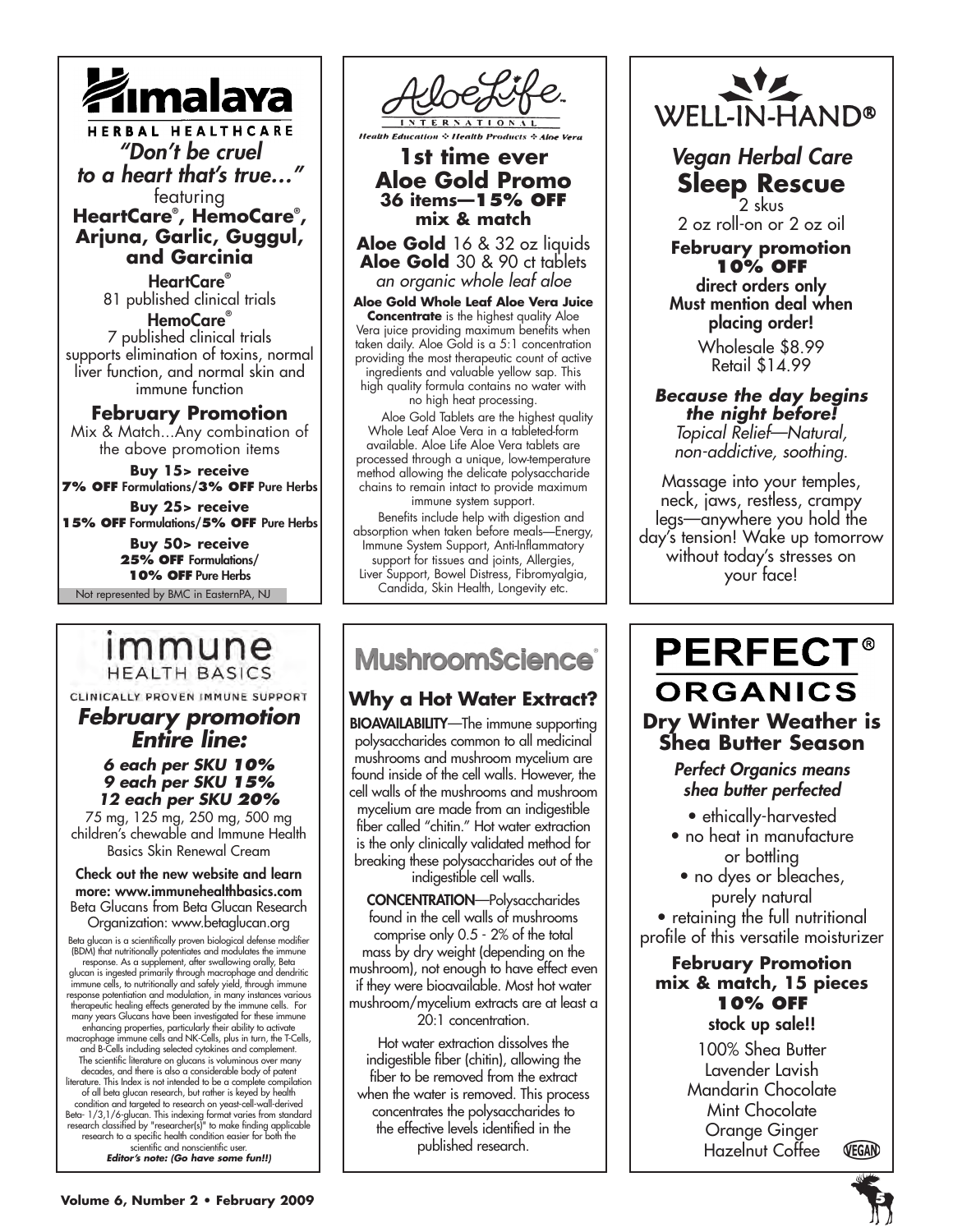# Himalaya

HERBAL HEALTHCARE

*"Don't be cruel to a heart that's true..."*

featuring

**HeartCare®, HemoCare®, Arjuna, Garlic, Guggul, and Garcinia**

**HeartCare®**
81 published clinical trials

**HemoCare®**
7 published clinical trials
supports elimination of toxins, normal liver function, and normal skin and immune function

## February Promotion

Mix & Match...Any combination of the above promotion items

**Buy 15> receive**
**7% OFF** Formulations/**3% OFF** Pure Herbs

**Buy 25> receive**
**15% OFF** Formulations/**5% OFF** Pure Herbs

**Buy 50> receive**
**25% OFF** Formulations/
**10% OFF** Pure Herbs

Not represented by BMC in EasternPA, NJ

# AloeLife

INTERNATIONAL

*Health Education ❖ Health Products ❖ Aloe Vera*

## 1st time ever Aloe Gold Promo

**36 items—15% OFF mix & match**

**Aloe Gold** 16 & 32 oz liquids
**Aloe Gold** 30 & 90 ct tablets
*an organic whole leaf aloe*

**Aloe Gold Whole Leaf Aloe Vera Juice Concentrate** is the highest quality Aloe Vera juice providing maximum benefits when taken daily. Aloe Gold is a 5:1 concentration providing the most therapeutic count of active ingredients and valuable yellow sap. This high quality formula contains no water with no high heat processing.

Aloe Gold Tablets are the highest quality Whole Leaf Aloe Vera in a tableted-form available. Aloe Life Aloe Vera tablets are processed through a unique, low-temperature method allowing the delicate polysaccharide chains to remain intact to provide maximum immune system support.

Benefits include help with digestion and absorption when taken before meals—Energy, Immune System Support, Anti-Inflammatory support for tissues and joints, Allergies, Liver Support, Bowel Distress, Fibromyalgia, Candida, Skin Health, Longevity etc.

# WELL-IN-HAND®

*Vegan Herbal Care*

## Sleep Rescue

2 skus
2 oz roll-on or 2 oz oil

**February promotion**
**10% OFF**
direct orders only
Must mention deal when placing order!

Wholesale $8.99
Retail $14.99

***Because the day begins the night before!***

*Topical Relief—Natural, non-addictive, soothing.*

Massage into your temples, neck, jaws, restless, crampy legs—anywhere you hold the day's tension! Wake up tomorrow without today's stresses on your face!

# immune HEALTH BASICS

CLINICALLY PROVEN IMMUNE SUPPORT

## *February promotion Entire line:*

***6 each per SKU 10%***
***9 each per SKU 15%***
***12 each per SKU 20%***

75 mg, 125 mg, 250 mg, 500 mg children's chewable and Immune Health Basics Skin Renewal Cream

**Check out the new website and learn more: www.immunehealthbasics.com**
Beta Glucans from Beta Glucan Research Organization: www.betaglucan.org

Beta glucan is a scientifically proven biological defense modifier (BDM) that nutritionally potentiates and modulates the immune response. As a supplement, after swallowing orally, Beta glucan is ingested primarily through macrophage and dendritic immune cells, to nutritionally and safely yield, through immune response potentiation and modulation, in many instances various therapeutic healing effects generated by the immune cells. For many years Glucans have been investigated for these immune enhancing properties, particularly their ability to activate macrophage immune cells and NK-Cells, plus in turn, the T-Cells, and B-Cells including selected cytokines and complement. The scientific literature on glucans is voluminous over many decades, and there is also a considerable body of patent literature. This Index is not intended to be a complete compilation of all beta glucan research, but rather is keyed by health condition and targeted to research on yeast-cell-wall-derived Beta- 1/3,1/6-glucan. This indexing format varies from standard research classified by "researcher(s)" to make finding applicable research to a specific health condition easier for both the scientific and nonscientific user.
***Editor's note: (Go have some fun!!)***

# MushroomScience®

## Why a Hot Water Extract?

**BIOAVAILABILITY**—The immune supporting polysaccharides common to all medicinal mushrooms and mushroom mycelium are found inside of the cell walls. However, the cell walls of the mushrooms and mushroom mycelium are made from an indigestible fiber called "chitin." Hot water extraction is the only clinically validated method for breaking these polysaccharides out of the indigestible cell walls.

**CONCENTRATION**—Polysaccharides found in the cell walls of mushrooms comprise only 0.5 - 2% of the total mass by dry weight (depending on the mushroom), not enough to have effect even if they were bioavailable. Most hot water mushroom/mycelium extracts are at least a 20:1 concentration.

Hot water extraction dissolves the indigestible fiber (chitin), allowing the fiber to be removed from the extract when the water is removed. This process concentrates the polysaccharides to the effective levels identified in the published research.

# PERFECT® ORGANICS

## Dry Winter Weather is Shea Butter Season

***Perfect Organics means shea butter perfected***

- ethically-harvested
- no heat in manufacture or bottling
- no dyes or bleaches, purely natural
- retaining the full nutritional profile of this versatile moisturizer

**February Promotion**
**mix & match, 15 pieces**
**10% OFF**
**stock up sale!!**

100% Shea Butter
Lavender Lavish
Mandarin Chocolate
Mint Chocolate
Orange Ginger
Hazelnut Coffee

VEGAN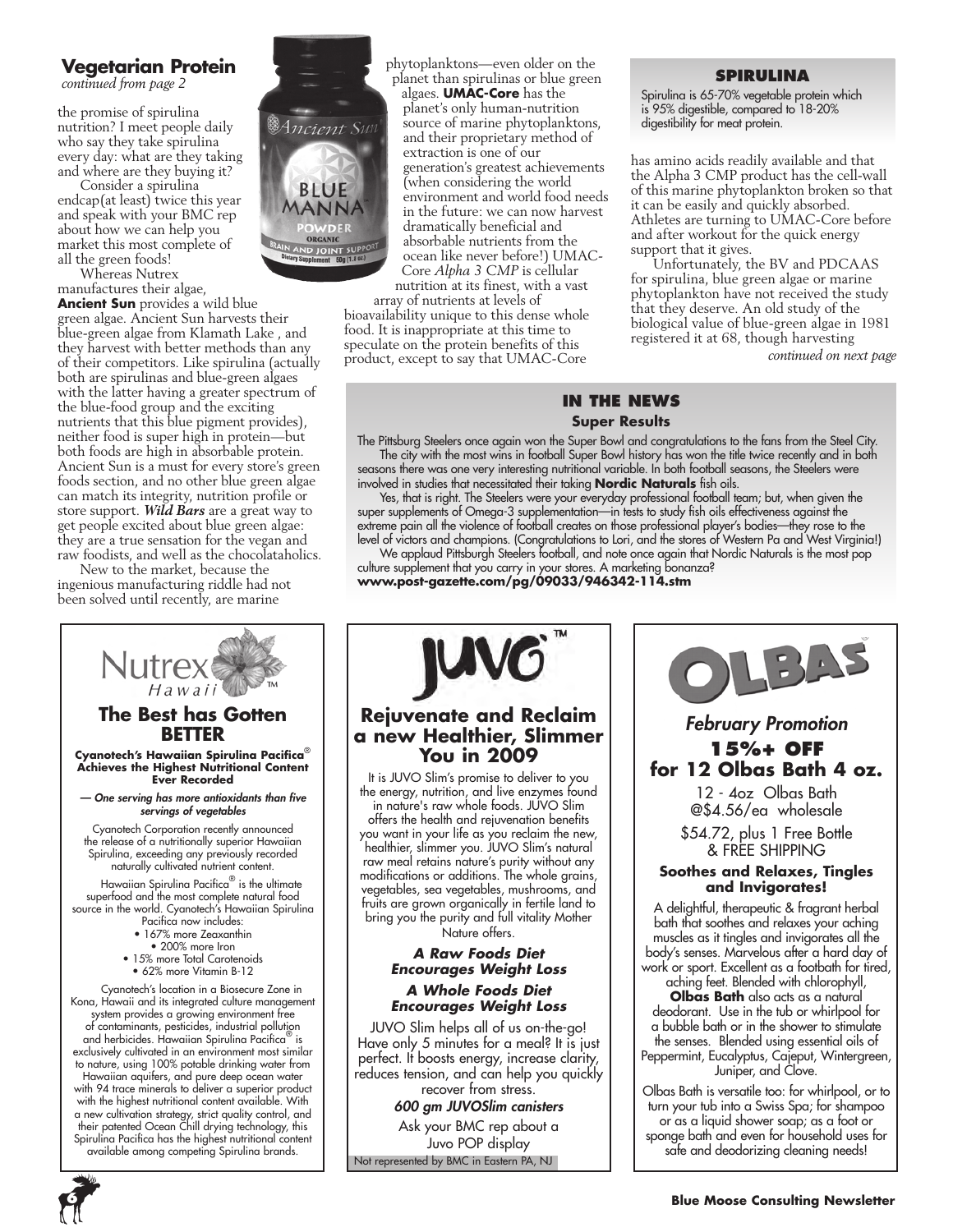## Vegetarian Protein

*continued from page 2*

the promise of spirulina nutrition? I meet people daily who say they take spirulina every day: what are they taking and where are they buying it?

Consider a spirulina endcap(at least) twice this year and speak with your BMC rep about how we can help you market this most complete of all the green foods!

Whereas Nutrex manufactures their algae, **Ancient Sun** provides a wild blue green algae. Ancient Sun harvests their blue-green algae from Klamath Lake , and they harvest with better methods than any of their competitors. Like spirulina (actually both are spirulinas and blue-green algaes with the latter having a greater spectrum of the blue-food group and the exciting nutrients that this blue pigment provides), neither food is super high in protein—but both foods are high in absorbable protein. Ancient Sun is a must for every store's green foods section, and no other blue green algae can match its integrity, nutrition profile or store support. ***Wild Bars*** are a great way to get people excited about blue green algae: they are a true sensation for the vegan and raw foodists, and well as the chocolataholics.

New to the market, because the ingenious manufacturing riddle had not been solved until recently, are marine phytoplanktons—even older on the planet than spirulinas or blue green algaes. **UMAC-Core** has the planet's only human-nutrition source of marine phytoplanktons, and their proprietary method of extraction is one of our generation's greatest achievements (when considering the world environment and world food needs in the future: we can now harvest dramatically beneficial and absorbable nutrients from the ocean like never before!) UMAC-Core *Alpha 3 CMP* is cellular nutrition at its finest, with a vast array of nutrients at levels of bioavailability unique to this dense whole food. It is inappropriate at this time to speculate on the protein benefits of this product, except to say that UMAC-Core has amino acids readily available and that the Alpha 3 CMP product has the cell-wall of this marine phytoplankton broken so that it can be easily and quickly absorbed. Athletes are turning to UMAC-Core before and after workout for the quick energy support that it gives.

Unfortunately, the BV and PDCAAS for spirulina, blue green algae or marine phytoplankton have not received the study that they deserve. An old study of the biological value of blue-green algae in 1981 registered it at 68, though harvesting

*continued on next page*

### SPIRULINA

Spirulina is 65-70% vegetable protein which is 95% digestible, compared to 18-20% digestibility for meat protein.

### IN THE NEWS

**Super Results**

The Pittsburg Steelers once again won the Super Bowl and congratulations to the fans from the Steel City. The city with the most wins in football Super Bowl history has won the title twice recently and in both seasons there was one very interesting nutritional variable. In both football seasons, the Steelers were involved in studies that necessitated their taking **Nordic Naturals** fish oils.

Yes, that is right. The Steelers were your everyday professional football team; but, when given the super supplements of Omega-3 supplementation—in tests to study fish oils effectiveness against the extreme pain all the violence of football creates on those professional player's bodies—they rose to the level of victors and champions. (Congratulations to Lori, and the stores of Western Pa and West Virginia!)

We applaud Pittsburgh Steelers football, and note once again that Nordic Naturals is the most pop culture supplement that you carry in your stores. A marketing bonanza?

**www.post-gazette.com/pg/09033/946342-114.stm**

---

Nutrex Hawaii™

### The Best has Gotten BETTER

**Cyanotech's Hawaiian Spirulina Pacifica® Achieves the Highest Nutritional Content Ever Recorded**

***— One serving has more antioxidants than five servings of vegetables***

Cyanotech Corporation recently announced the release of a nutritionally superior Hawaiian Spirulina, exceeding any previously recorded naturally cultivated nutrient content.

Hawaiian Spirulina Pacifica® is the ultimate superfood and the most complete natural food source in the world. Cyanotech's Hawaiian Spirulina Pacifica now includes:

- 167% more Zeaxanthin
- 200% more Iron
- 15% more Total Carotenoids
- 62% more Vitamin B-12

Cyanotech's location in a Biosecure Zone in Kona, Hawaii and its integrated culture management system provides a growing environment free of contaminants, pesticides, industrial pollution and herbicides. Hawaiian Spirulina Pacifica® is exclusively cultivated in an environment most similar to nature, using 100% potable drinking water from Hawaiian aquifers, and pure deep ocean water with 94 trace minerals to deliver a superior product with the highest nutritional content available. With a new cultivation strategy, strict quality control, and their patented Ocean Chill drying technology, this Spirulina Pacifica has the highest nutritional content available among competing Spirulina brands.

---

JUVO™

### Rejuvenate and Reclaim a new Healthier, Slimmer You in 2009

It is JUVO Slim's promise to deliver to you the energy, nutrition, and live enzymes found in nature's raw whole foods. JUVO Slim offers the health and rejuvenation benefits you want in your life as you reclaim the new, healthier, slimmer you. JUVO Slim's natural raw meal retains nature's purity without any modifications or additions. The whole grains, vegetables, sea vegetables, mushrooms, and fruits are grown organically in fertile land to bring you the purity and full vitality Mother Nature offers.

***A Raw Foods Diet Encourages Weight Loss***

***A Whole Foods Diet Encourages Weight Loss***

JUVO Slim helps all of us on-the-go! Have only 5 minutes for a meal? It is just perfect. It boosts energy, increase clarity, reduces tension, and can help you quickly recover from stress.

***600 gm JUVOSlim canisters***

Ask your BMC rep about a Juvo POP display

Not represented by BMC in Eastern PA, NJ

---

OLBAS

### *February Promotion*

### 15%+ OFF for 12 Olbas Bath 4 oz.

12 - 4oz Olbas Bath @$4.56/ea wholesale

$54.72, plus 1 Free Bottle & FREE SHIPPING

**Soothes and Relaxes, Tingles and Invigorates!**

A delightful, therapeutic & fragrant herbal bath that soothes and relaxes your aching muscles as it tingles and invigorates all the body's senses. Marvelous after a hard day of work or sport. Excellent as a footbath for tired, aching feet. Blended with chlorophyll, **Olbas Bath** also acts as a natural deodorant. Use in the tub or whirlpool for a bubble bath or in the shower to stimulate the senses. Blended using essential oils of Peppermint, Eucalyptus, Cajeput, Wintergreen, Juniper, and Clove.

Olbas Bath is versatile too: for whirlpool, or to turn your tub into a Swiss Spa; for shampoo or as a liquid shower soap; as a foot or sponge bath and even for household uses for safe and deodorizing cleaning needs!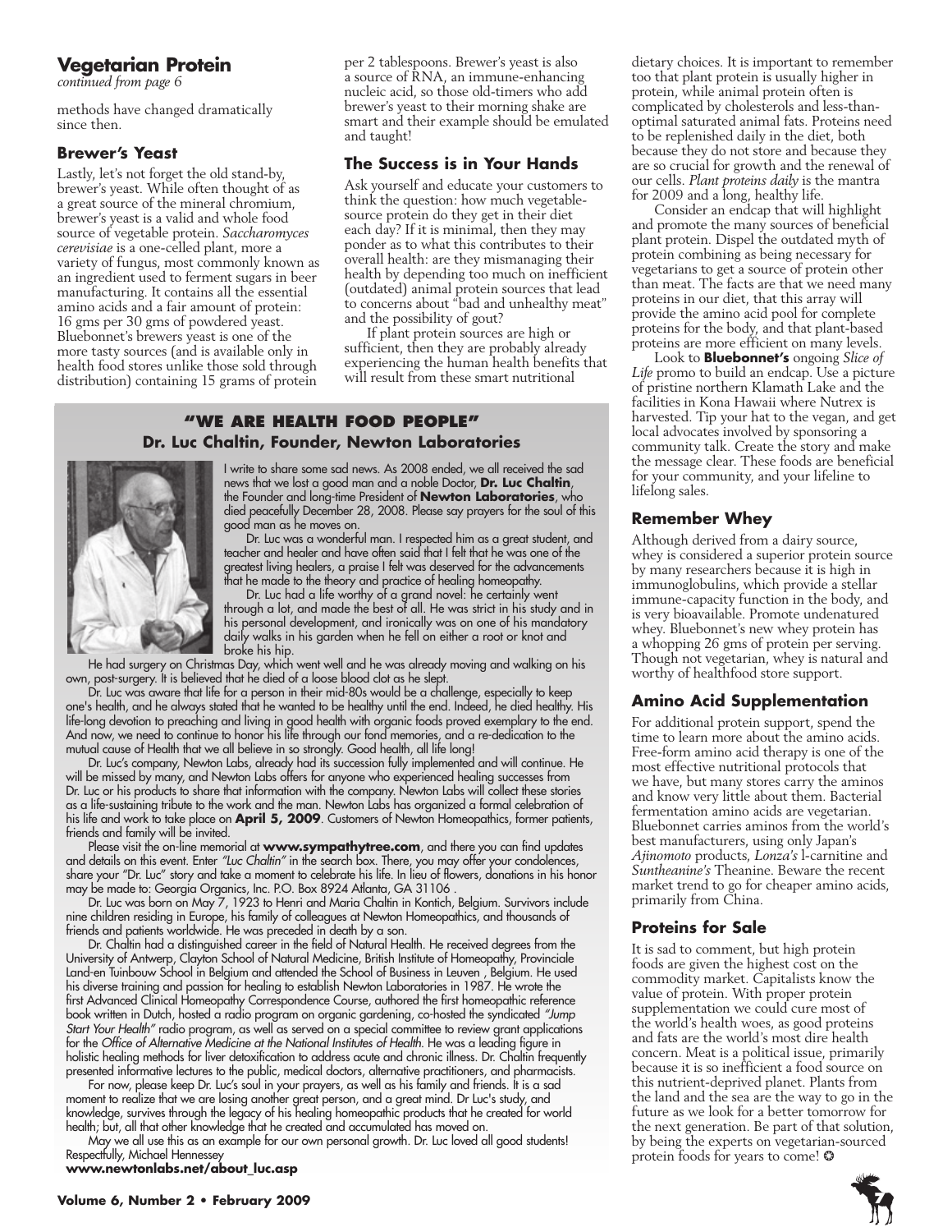## Vegetarian Protein

*continued from page 6*

methods have changed dramatically since then.

### Brewer's Yeast

Lastly, let's not forget the old stand-by, brewer's yeast. While often thought of as a great source of the mineral chromium, brewer's yeast is a valid and whole food source of vegetable protein. *Saccharomyces cerevisiae* is a one-celled plant, more a variety of fungus, most commonly known as an ingredient used to ferment sugars in beer manufacturing. It contains all the essential amino acids and a fair amount of protein: 16 gms per 30 gms of powdered yeast. Bluebonnet's brewers yeast is one of the more tasty sources (and is available only in health food stores unlike those sold through distribution) containing 15 grams of protein per 2 tablespoons. Brewer's yeast is also a source of RNA, an immune-enhancing nucleic acid, so those old-timers who add brewer's yeast to their morning shake are smart and their example should be emulated and taught!

### The Success is in Your Hands

Ask yourself and educate your customers to think the question: how much vegetable-source protein do they get in their diet each day? If it is minimal, then they may ponder as to what this contributes to their overall health: are they mismanaging their health by depending too much on inefficient (outdated) animal protein sources that lead to concerns about "bad and unhealthy meat" and the possibility of gout?

If plant protein sources are high or sufficient, then they are probably already experiencing the human health benefits that will result from these smart nutritional dietary choices. It is important to remember too that plant protein is usually higher in protein, while animal protein often is complicated by cholesterols and less-than-optimal saturated animal fats. Proteins need to be replenished daily in the diet, both because they do not store and because they are so crucial for growth and the renewal of our cells. *Plant proteins daily* is the mantra for 2009 and a long, healthy life.

Consider an endcap that will highlight and promote the many sources of beneficial plant protein. Dispel the outdated myth of protein combining as being necessary for vegetarians to get a source of protein other than meat. The facts are that we need many proteins in our diet, that this array will provide the amino acid pool for complete proteins for the body, and that plant-based proteins are more efficient on many levels.

Look to **Bluebonnet's** ongoing *Slice of Life* promo to build an endcap. Use a picture of pristine northern Klamath Lake and the facilities in Kona Hawaii where Nutrex is harvested. Tip your hat to the vegan, and get local advocates involved by sponsoring a community talk. Create the story and make the message clear. These foods are beneficial for your community, and your lifeline to lifelong sales.

### Remember Whey

Although derived from a dairy source, whey is considered a superior protein source by many researchers because it is high in immunoglobulins, which provide a stellar immune-capacity function in the body, and is very bioavailable. Promote undenatured whey. Bluebonnet's new whey protein has a whopping 26 gms of protein per serving. Though not vegetarian, whey is natural and worthy of healthfood store support.

### Amino Acid Supplementation

For additional protein support, spend the time to learn more about the amino acids. Free-form amino acid therapy is one of the most effective nutritional protocols that we have, but many stores carry the aminos and know very little about them. Bacterial fermentation amino acids are vegetarian. Bluebonnet carries aminos from the world's best manufacturers, using only Japan's *Ajinomoto* products, *Lonza's* l-carnitine and *Suntheanine's* Theanine. Beware the recent market trend to go for cheaper amino acids, primarily from China.

### Proteins for Sale

It is sad to comment, but high protein foods are given the highest cost on the commodity market. Capitalists know the value of protein. With proper protein supplementation we could cure most of the world's health woes, as good proteins and fats are the world's most dire health concern. Meat is a political issue, primarily because it is so inefficient a food source on this nutrient-deprived planet. Plants from the land and the sea are the way to go in the future as we look for a better tomorrow for the next generation. Be part of that solution, by being the experts on vegetarian-sourced protein foods for years to come! ✪

---

## "WE ARE HEALTH FOOD PEOPLE"

### Dr. Luc Chaltin, Founder, Newton Laboratories

I write to share some sad news. As 2008 ended, we all received the sad news that we lost a good man and a noble Doctor, **Dr. Luc Chaltin**, the Founder and long-time President of **Newton Laboratories**, who died peacefully December 28, 2008. Please say prayers for the soul of this good man as he moves on.

Dr. Luc was a wonderful man. I respected him as a great student, and teacher and healer and have often said that I felt that he was one of the greatest living healers, a praise I felt was deserved for the advancements that he made to the theory and practice of healing homeopathy.

Dr. Luc had a life worthy of a grand novel: he certainly went through a lot, and made the best of all. He was strict in his study and in his personal development, and ironically was on one of his mandatory daily walks in his garden when he fell on either a root or knot and broke his hip.

He had surgery on Christmas Day, which went well and he was already moving and walking on his own, post-surgery. It is believed that he died of a loose blood clot as he slept.

Dr. Luc was aware that life for a person in their mid-80s would be a challenge, especially to keep one's health, and he always stated that he wanted to be healthy until the end. Indeed, he died healthy. His life-long devotion to preaching and living in good health with organic foods proved exemplary to the end. And now, we need to continue to honor his life through our fond memories, and a re-dedication to the mutual cause of Health that we all believe in so strongly. Good health, all life long!

Dr. Luc's company, Newton Labs, already had its succession fully implemented and will continue. He will be missed by many, and Newton Labs offers for anyone who experienced healing successes from Dr. Luc or his products to share that information with the company. Newton Labs will collect these stories as a life-sustaining tribute to the work and the man. Newton Labs has organized a formal celebration of his life and work to take place on **April 5, 2009**. Customers of Newton Homeopathics, former patients, friends and family will be invited.

Please visit the on-line memorial at **www.sympathytree.com**, and there you can find updates and details on this event. Enter *"Luc Chaltin"* in the search box. There, you may offer your condolences, share your "Dr. Luc" story and take a moment to celebrate his life. In lieu of flowers, donations in his honor may be made to: Georgia Organics, Inc. P.O. Box 8924 Atlanta, GA 31106 .

Dr. Luc was born on May 7, 1923 to Henri and Maria Chaltin in Kontich, Belgium. Survivors include nine children residing in Europe, his family of colleagues at Newton Homeopathics, and thousands of friends and patients worldwide. He was preceded in death by a son.

Dr. Chaltin had a distinguished career in the field of Natural Health. He received degrees from the University of Antwerp, Clayton School of Natural Medicine, British Institute of Homeopathy, Provinciale Land-en Tuinbouw School in Belgium and attended the School of Business in Leuven , Belgium. He used his diverse training and passion for healing to establish Newton Laboratories in 1987. He wrote the first Advanced Clinical Homeopathy Correspondence Course, authored the first homeopathic reference book written in Dutch, hosted a radio program on organic gardening, co-hosted the syndicated *"Jump Start Your Health"* radio program, as well as served on a special committee to review grant applications for the *Office of Alternative Medicine at the National Institutes of Health*. He was a leading figure in holistic healing methods for liver detoxification to address acute and chronic illness. Dr. Chaltin frequently presented informative lectures to the public, medical doctors, alternative practitioners, and pharmacists.

For now, please keep Dr. Luc's soul in your prayers, as well as his family and friends. It is a sad moment to realize that we are losing another great person, and a great mind. Dr Luc's study, and knowledge, survives through the legacy of his healing homeopathic products that he created for world health; but, all that other knowledge that he created and accumulated has moved on.

May we all use this as an example for our own personal growth. Dr. Luc loved all good students!

Respectfully, Michael Hennessey

**www.newtonlabs.net/about_luc.asp**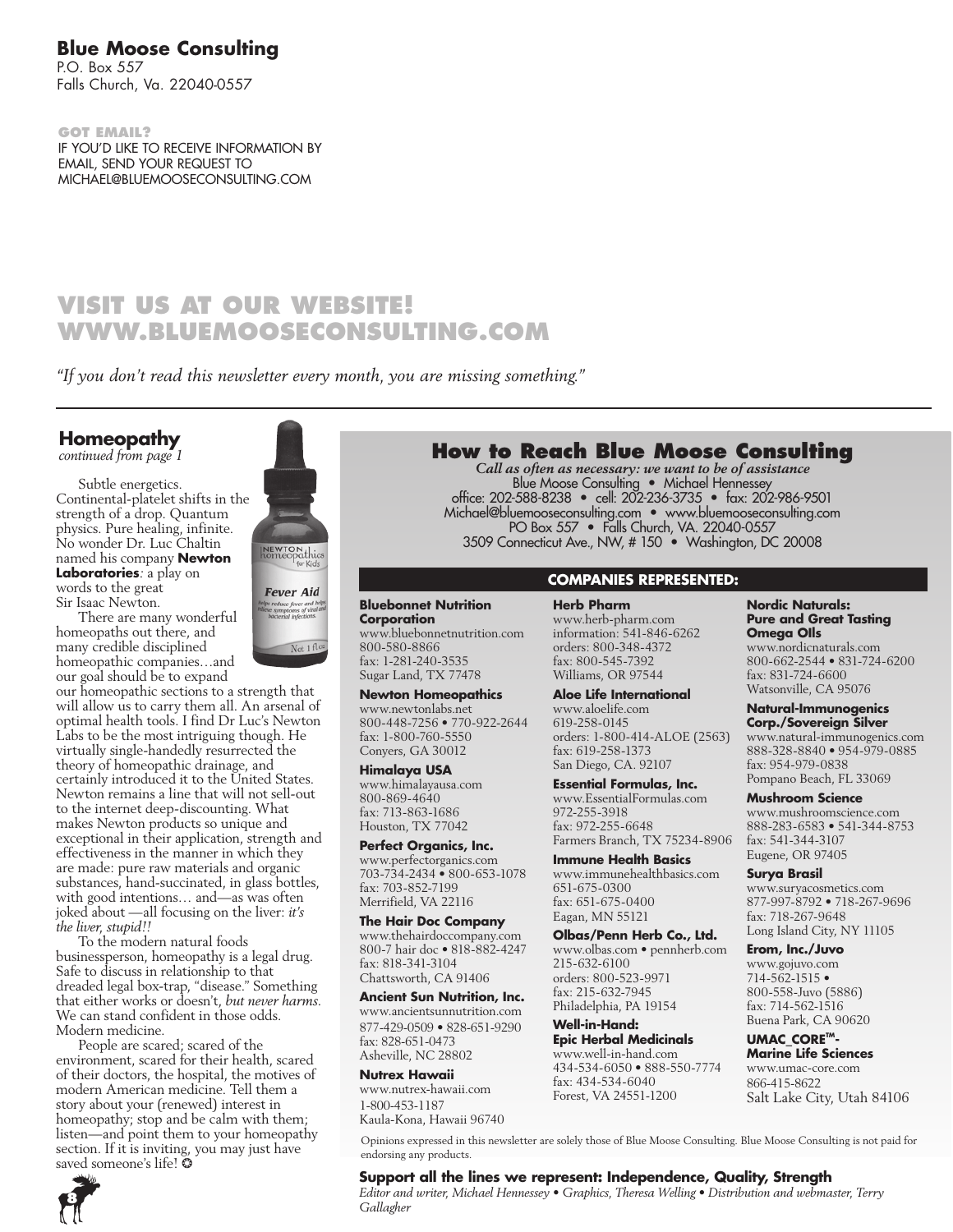**Blue Moose Consulting**
P.O. Box 557
Falls Church, Va. 22040-0557

**GOT EMAIL?**
IF YOU'D LIKE TO RECEIVE INFORMATION BY EMAIL, SEND YOUR REQUEST TO MICHAEL@BLUEMOOSECONSULTING.COM

## VISIT US AT OUR WEBSITE! WWW.BLUEMOOSECONSULTING.COM

*"If you don't read this newsletter every month, you are missing something."*

---

## Homeopathy

*continued from page 1*

Subtle energetics. Continental-platelet shifts in the strength of a drop. Quantum physics. Pure healing, infinite. No wonder Dr. Luc Chaltin named his company **Newton Laboratories**: a play on words to the great Sir Isaac Newton.

There are many wonderful homeopaths out there, and many credible disciplined homeopathic companies…and our goal should be to expand our homeopathic sections to a strength that will allow us to carry them all. An arsenal of optimal health tools. I find Dr Luc's Newton Labs to be the most intriguing though. He virtually single-handedly resurrected the theory of homeopathic drainage, and certainly introduced it to the United States. Newton remains a line that will not sell-out to the internet deep-discounting. What makes Newton products so unique and exceptional in their application, strength and effectiveness in the manner in which they are made: pure raw materials and organic substances, hand-succinated, in glass bottles, with good intentions… and—as was often joked about —all focusing on the liver: *it's the liver, stupid!!*

To the modern natural foods businessperson, homeopathy is a legal drug. Safe to discuss in relationship to that dreaded legal box-trap, "disease." Something that either works or doesn't, *but never harms*. We can stand confident in those odds. Modern medicine.

People are scared; scared of the environment, scared for their health, scared of their doctors, the hospital, the motives of modern American medicine. Tell them a story about your (renewed) interest in homeopathy; stop and be calm with them; listen—and point them to your homeopathy section. If it is inviting, you may just have saved someone's life! ✪

## How to Reach Blue Moose Consulting

***Call as often as necessary: we want to be of assistance***

Blue Moose Consulting • Michael Hennessey
office: 202-588-8238 • cell: 202-236-3735 • fax: 202-986-9501
Michael@bluemooseconsulting.com • www.bluemooseconsulting.com
PO Box 557 • Falls Church, VA. 22040-0557
3509 Connecticut Ave., NW, # 150 • Washington, DC 20008

### COMPANIES REPRESENTED:

**Bluebonnet Nutrition Corporation**
www.bluebonnetnutrition.com
800-580-8866
fax: 1-281-240-3535
Sugar Land, TX 77478

**Newton Homeopathics**
www.newtonlabs.net
800-448-7256 • 770-922-2644
fax: 1-800-760-5550
Conyers, GA 30012

**Himalaya USA**
www.himalayausa.com
800-869-4640
fax: 713-863-1686
Houston, TX 77042

**Perfect Organics, Inc.**
www.perfectorganics.com
703-734-2434 • 800-653-1078
fax: 703-852-7199
Merrifield, VA 22116

**The Hair Doc Company**
www.thehairdoccompany.com
800-7 hair doc • 818-882-4247
fax: 818-341-3104
Chattsworth, CA 91406

**Ancient Sun Nutrition, Inc.**
www.ancientsunnutrition.com
877-429-0509 • 828-651-9290
fax: 828-651-0473
Asheville, NC 28802

**Nutrex Hawaii**
www.nutrex-hawaii.com
1-800-453-1187
Kaula-Kona, Hawaii 96740

**Herb Pharm**
www.herb-pharm.com
information: 541-846-6262
orders: 800-348-4372
fax: 800-545-7392
Williams, OR 97544

**Aloe Life International**
www.aloelife.com
619-258-0145
orders: 1-800-414-ALOE (2563)
fax: 619-258-1373
San Diego, CA. 92107

**Essential Formulas, Inc.**
www.EssentialFormulas.com
972-255-3918
fax: 972-255-6648
Farmers Branch, TX 75234-8906

**Immune Health Basics**
www.immunehealthbasics.com
651-675-0300
fax: 651-675-0400
Eagan, MN 55121

**Olbas/Penn Herb Co., Ltd.**
www.olbas.com • pennherb.com
215-632-6100
orders: 800-523-9971
fax: 215-632-7945
Philadelphia, PA 19154

**Well-in-Hand: Epic Herbal Medicinals**
www.well-in-hand.com
434-534-6050 • 888-550-7774
fax: 434-534-6040
Forest, VA 24551-1200

**Nordic Naturals: Pure and Great Tasting Omega OIls**
www.nordicnaturals.com
800-662-2544 • 831-724-6200
fax: 831-724-6600
Watsonville, CA 95076

**Natural-Immunogenics Corp./Sovereign Silver**
www.natural-immunogenics.com
888-328-8840 • 954-979-0885
fax: 954-979-0838
Pompano Beach, FL 33069

**Mushroom Science**
www.mushroomscience.com
888-283-6583 • 541-344-8753
fax: 541-344-3107
Eugene, OR 97405

**Surya Brasil**
www.suryacosmetics.com
877-997-8792 • 718-267-9696
fax: 718-267-9648
Long Island City, NY 11105

**Erom, Inc./Juvo**
www.gojuvo.com
714-562-1515 •
800-558-Juvo (5886)
fax: 714-562-1516
Buena Park, CA 90620

**UMAC_CORE™- Marine Life Sciences**
www.umac-core.com
866-415-8622
Salt Lake City, Utah 84106

Opinions expressed in this newsletter are solely those of Blue Moose Consulting. Blue Moose Consulting is not paid for endorsing any products.

**Support all the lines we represent: Independence, Quality, Strength**

*Editor and writer, Michael Hennessey • Graphics, Theresa Welling • Distribution and webmaster, Terry Gallagher*